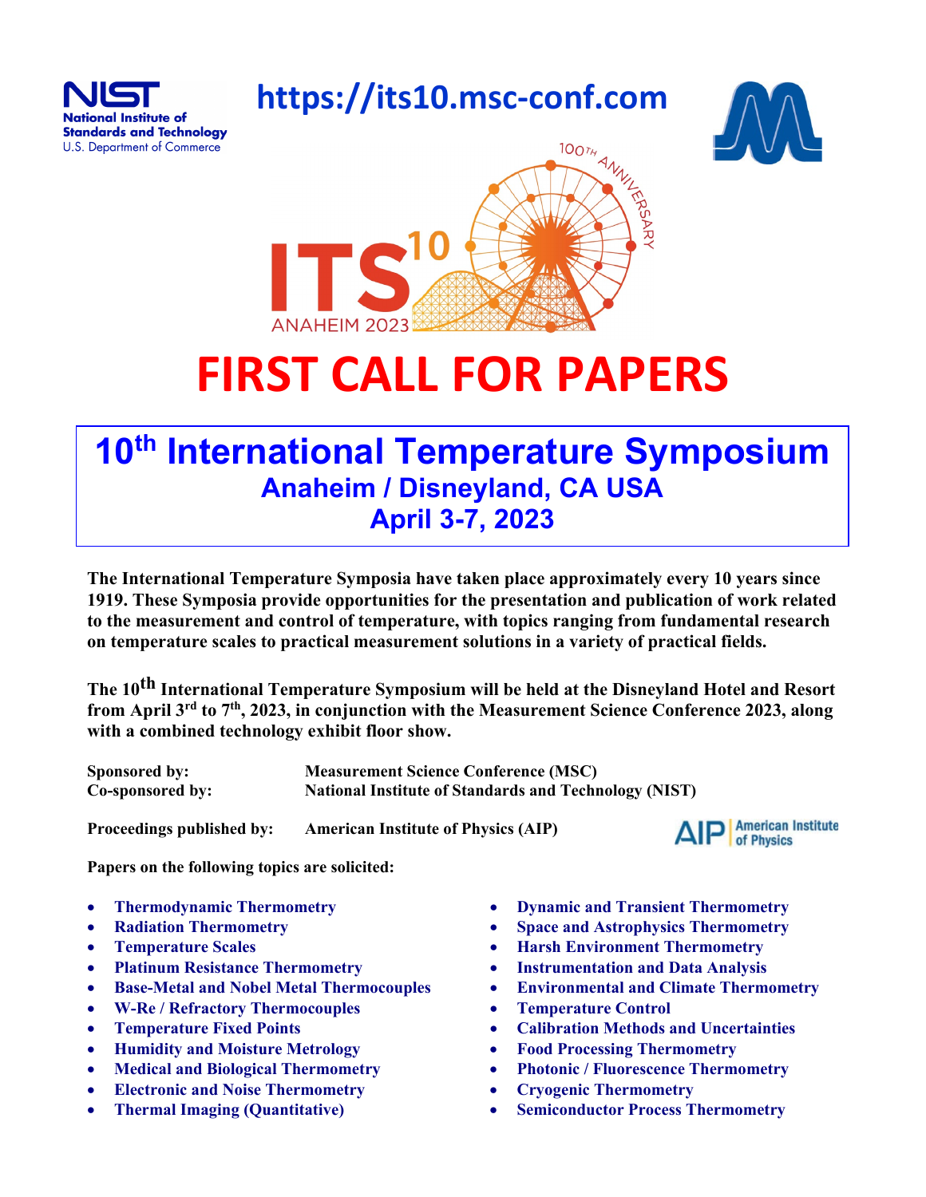https://its10.msc-conf.com

ITS[10]
ANAHEIM 2023
100TH ANNIVERSARY

# FIRST CALL FOR PAPERS

## 10th International Temperature Symposium
### Anaheim / Disneyland, CA USA
### April 3-7, 2023

**The International Temperature Symposia have taken place approximately every 10 years since 1919. These Symposia provide opportunities for the presentation and publication of work related to the measurement and control of temperature, with topics ranging from fundamental research on temperature scales to practical measurement solutions in a variety of practical fields.**

**The 10th International Temperature Symposium will be held at the Disneyland Hotel and Resort from April 3rd to 7th, 2023, in conjunction with the Measurement Science Conference 2023, along with a combined technology exhibit floor show.**

**Sponsored by:** Measurement Science Conference (MSC)
**Co-sponsored by:** National Institute of Standards and Technology (NIST)

**Proceedings published by:** American Institute of Physics (AIP)

**Papers on the following topics are solicited:**

- Thermodynamic Thermometry
- Radiation Thermometry
- Temperature Scales
- Platinum Resistance Thermometry
- Base-Metal and Nobel Metal Thermocouples
- W-Re / Refractory Thermocouples
- Temperature Fixed Points
- Humidity and Moisture Metrology
- Medical and Biological Thermometry
- Electronic and Noise Thermometry
- Thermal Imaging (Quantitative)
- Dynamic and Transient Thermometry
- Space and Astrophysics Thermometry
- Harsh Environment Thermometry
- Instrumentation and Data Analysis
- Environmental and Climate Thermometry
- Temperature Control
- Calibration Methods and Uncertainties
- Food Processing Thermometry
- Photonic / Fluorescence Thermometry
- Cryogenic Thermometry
- Semiconductor Process Thermometry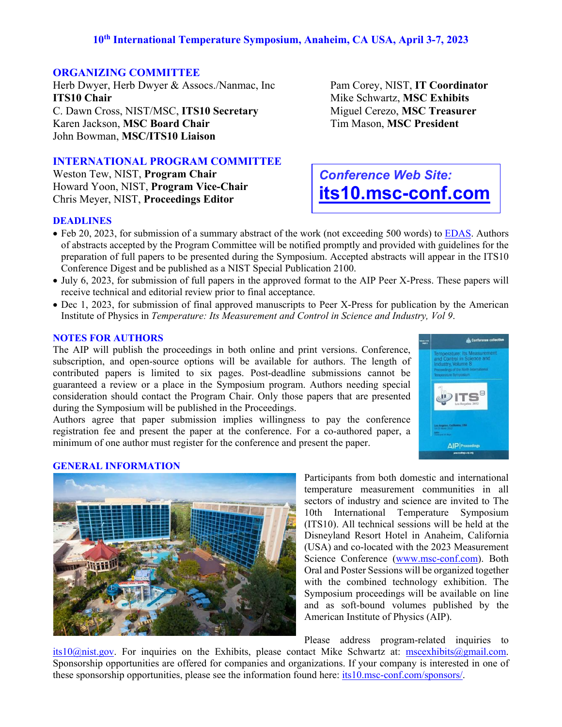# 10th International Temperature Symposium, Anaheim, CA USA, April 3-7, 2023

## ORGANIZING COMMITTEE

Herb Dwyer, Herb Dwyer & Assocs./Nanmac, Inc
**ITS10 Chair**
C. Dawn Cross, NIST/MSC, **ITS10 Secretary**
Karen Jackson, **MSC Board Chair**
John Bowman, **MSC/ITS10 Liaison**
Pam Corey, NIST, **IT Coordinator**
Mike Schwartz, **MSC Exhibits**
Miguel Cerezo, **MSC Treasurer**
Tim Mason, **MSC President**

## INTERNATIONAL PROGRAM COMMITTEE

Weston Tew, NIST, **Program Chair**
Howard Yoon, NIST, **Program Vice-Chair**
Chris Meyer, NIST, **Proceedings Editor**

*Conference Web Site:*
**its10.msc-conf.com**

## DEADLINES

- Feb 20, 2023, for submission of a summary abstract of the work (not exceeding 500 words) to EDAS. Authors of abstracts accepted by the Program Committee will be notified promptly and provided with guidelines for the preparation of full papers to be presented during the Symposium. Accepted abstracts will appear in the ITS10 Conference Digest and be published as a NIST Special Publication 2100.
- July 6, 2023, for submission of full papers in the approved format to the AIP Peer X-Press. These papers will receive technical and editorial review prior to final acceptance.
- Dec 1, 2023, for submission of final approved manuscripts to Peer X-Press for publication by the American Institute of Physics in *Temperature: Its Measurement and Control in Science and Industry, Vol 9*.

## NOTES FOR AUTHORS

The AIP will publish the proceedings in both online and print versions. Conference, subscription, and open-source options will be available for authors. The length of contributed papers is limited to six pages. Post-deadline submissions cannot be guaranteed a review or a place in the Symposium program. Authors needing special consideration should contact the Program Chair. Only those papers that are presented during the Symposium will be published in the Proceedings.

Authors agree that paper submission implies willingness to pay the conference registration fee and present the paper at the conference. For a co-authored paper, a minimum of one author must register for the conference and present the paper.

## GENERAL INFORMATION

Participants from both domestic and international temperature measurement communities in all sectors of industry and science are invited to The 10th International Temperature Symposium (ITS10). All technical sessions will be held at the Disneyland Resort Hotel in Anaheim, California (USA) and co-located with the 2023 Measurement Science Conference (www.msc-conf.com). Both Oral and Poster Sessions will be organized together with the combined technology exhibition. The Symposium proceedings will be available on line and as soft-bound volumes published by the American Institute of Physics (AIP).

Please address program-related inquiries to its10@nist.gov. For inquiries on the Exhibits, please contact Mike Schwartz at: mscexhibits@gmail.com. Sponsorship opportunities are offered for companies and organizations. If your company is interested in one of these sponsorship opportunities, please see the information found here: its10.msc-conf.com/sponsors/.